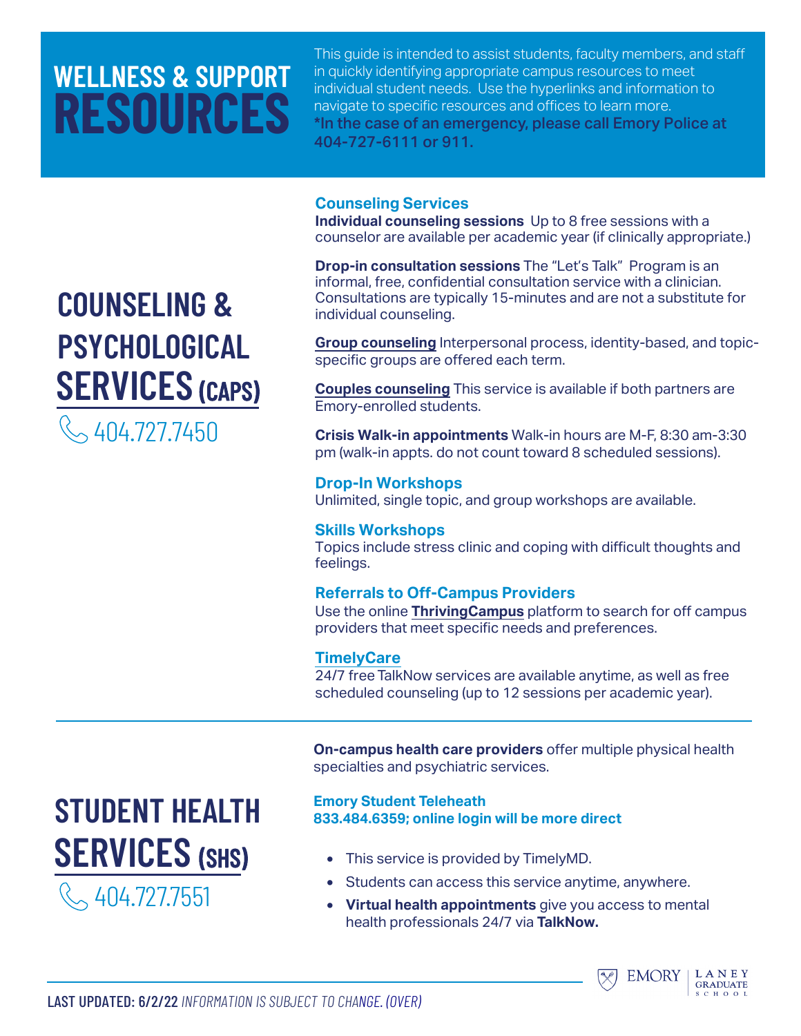# WELLNESS & SUPPORT RESOURCES

This guide is intended to assist students, faculty members, and staff in quickly identifying appropriate campus resources to meet individual student needs. Use the hyperlinks and information to navigate to specific resources and offices to learn more.

**\*In the case of an emergency, please call Emory Police at 404-727-6111 or 911.**

## COUNSELING & PSYCHOLOGICAL SERVICES (CAPS)

404.727.7450

### Counseling Services

**Individual counseling sessions** Up to 8 free sessions with a counselor are available per academic year (if clinically appropriate.)

**Drop-in consultation sessions** The "Let's Talk" Program is an informal, free, confidential consultation service with a clinician. Consultations are typically 15-minutes and are not a substitute for individual counseling.

**Group counseling** Interpersonal process, identity-based, and topic-specific groups are offered each term.

**Couples counseling** This service is available if both partners are Emory-enrolled students.

**Crisis Walk-in appointments** Walk-in hours are M-F, 8:30 am-3:30 pm (walk-in appts. do not count toward 8 scheduled sessions).

### Drop-In Workshops

Unlimited, single topic, and group workshops are available.

### Skills Workshops

Topics include stress clinic and coping with difficult thoughts and feelings.

### Referrals to Off-Campus Providers

Use the online **ThrivingCampus** platform to search for off campus providers that meet specific needs and preferences.

### TimelyCare

24/7 free TalkNow services are available anytime, as well as free scheduled counseling (up to 12 sessions per academic year).

## STUDENT HEALTH SERVICES (SHS)

404.727.7551

**On-campus health care providers** offer multiple physical health specialties and psychiatric services.

### Emory Student Teleheath

**833.484.6359; online login will be more direct**

- This service is provided by TimelyMD.
- Students can access this service anytime, anywhere.
- **Virtual health appointments** give you access to mental health professionals 24/7 via **TalkNow.**

LAST UPDATED: 6/2/22 *INFORMATION IS SUBJECT TO CHANGE. (OVER)*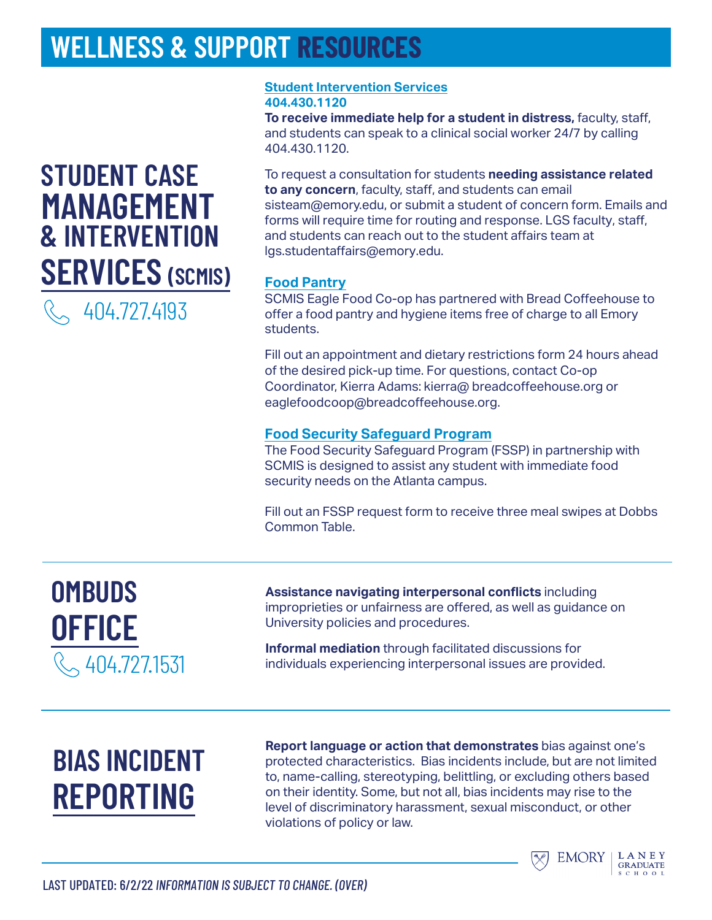# WELLNESS & SUPPORT RESOURCES

## STUDENT CASE MANAGEMENT & INTERVENTION SERVICES (SCMIS)

404.727.4193

### Student Intervention Services

**404.430.1120**

**To receive immediate help for a student in distress,** faculty, staff, and students can speak to a clinical social worker 24/7 by calling 404.430.1120.

To request a consultation for students **needing assistance related to any concern**, faculty, staff, and students can email sisteam@emory.edu, or submit a student of concern form. Emails and forms will require time for routing and response. LGS faculty, staff, and students can reach out to the student affairs team at lgs.studentaffairs@emory.edu.

### Food Pantry

SCMIS Eagle Food Co-op has partnered with Bread Coffeehouse to offer a food pantry and hygiene items free of charge to all Emory students.

Fill out an appointment and dietary restrictions form 24 hours ahead of the desired pick-up time. For questions, contact Co-op Coordinator, Kierra Adams: kierra@ breadcoffeehouse.org or eaglefoodcoop@breadcoffeehouse.org.

### Food Security Safeguard Program

The Food Security Safeguard Program (FSSP) in partnership with SCMIS is designed to assist any student with immediate food security needs on the Atlanta campus.

Fill out an FSSP request form to receive three meal swipes at Dobbs Common Table.

## OMBUDS OFFICE

404.727.1531

**Assistance navigating interpersonal conflicts** including improprieties or unfairness are offered, as well as guidance on University policies and procedures.

**Informal mediation** through facilitated discussions for individuals experiencing interpersonal issues are provided.

## BIAS INCIDENT REPORTING

**Report language or action that demonstrates** bias against one's protected characteristics. Bias incidents include, but are not limited to, name-calling, stereotyping, belittling, or excluding others based on their identity. Some, but not all, bias incidents may rise to the level of discriminatory harassment, sexual misconduct, or other violations of policy or law.

LAST UPDATED: 6/2/22 *INFORMATION IS SUBJECT TO CHANGE. (OVER)*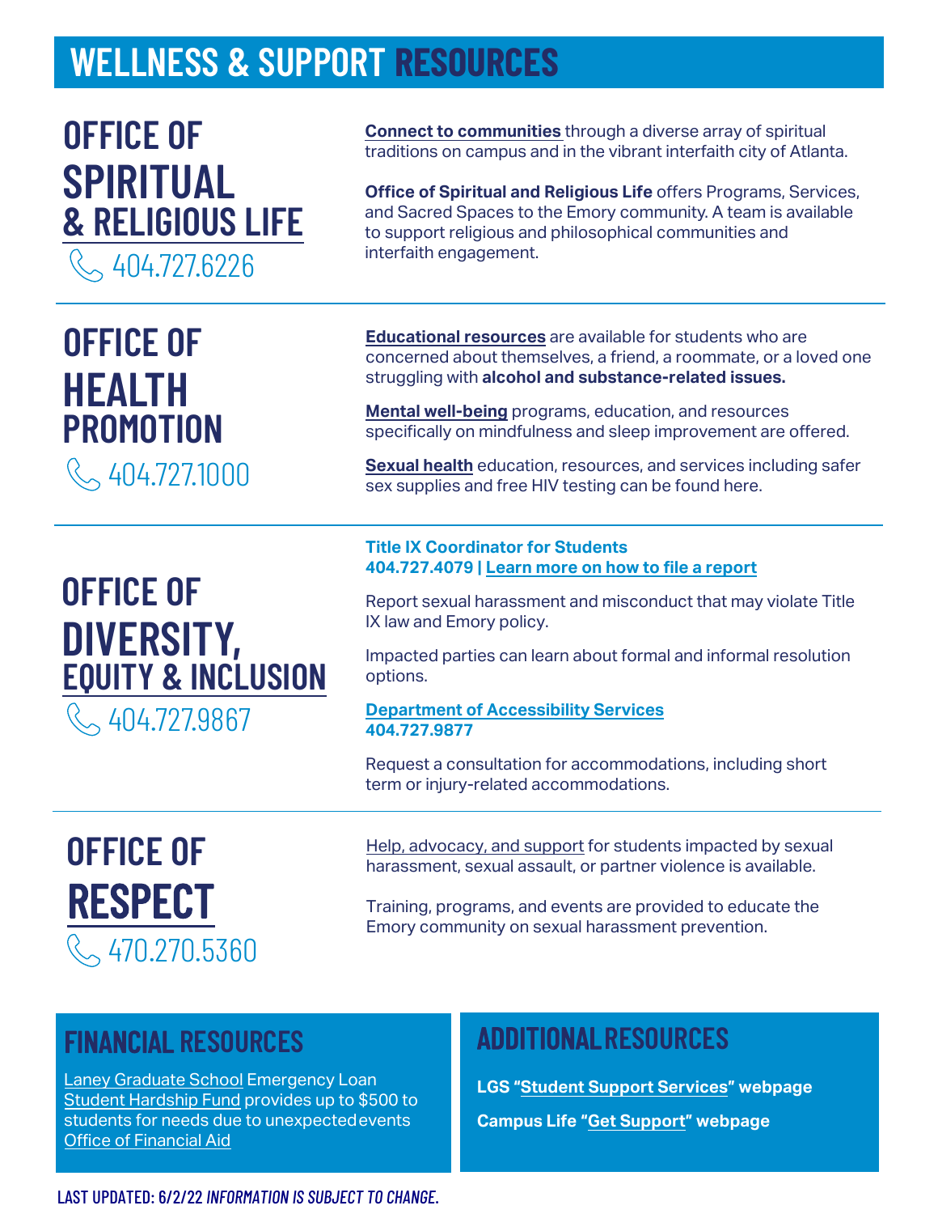# WELLNESS & SUPPORT RESOURCES

## OFFICE OF SPIRITUAL & RELIGIOUS LIFE

404.727.6226

**Connect to communities** through a diverse array of spiritual traditions on campus and in the vibrant interfaith city of Atlanta.

**Office of Spiritual and Religious Life** offers Programs, Services, and Sacred Spaces to the Emory community. A team is available to support religious and philosophical communities and interfaith engagement.

## OFFICE OF HEALTH PROMOTION

404.727.1000

**Educational resources** are available for students who are concerned about themselves, a friend, a roommate, or a loved one struggling with **alcohol and substance-related issues.**

**Mental well-being** programs, education, and resources specifically on mindfulness and sleep improvement are offered.

**Sexual health** education, resources, and services including safer sex supplies and free HIV testing can be found here.

## OFFICE OF DIVERSITY, EQUITY & INCLUSION

404.727.9867

**Title IX Coordinator for Students**
**404.727.4079 | Learn more on how to file a report**

Report sexual harassment and misconduct that may violate Title IX law and Emory policy.

Impacted parties can learn about formal and informal resolution options.

**Department of Accessibility Services**
**404.727.9877**

Request a consultation for accommodations, including short term or injury-related accommodations.

## OFFICE OF RESPECT

470.270.5360

Help, advocacy, and support for students impacted by sexual harassment, sexual assault, or partner violence is available.

Training, programs, and events are provided to educate the Emory community on sexual harassment prevention.

## FINANCIAL RESOURCES

Laney Graduate School Emergency Loan
Student Hardship Fund provides up to $500 to students for needs due to unexpected events
Office of Financial Aid

## ADDITIONAL RESOURCES

**LGS "Student Support Services" webpage**

**Campus Life "Get Support" webpage**

LAST UPDATED: 6/2/22 *INFORMATION IS SUBJECT TO CHANGE.*